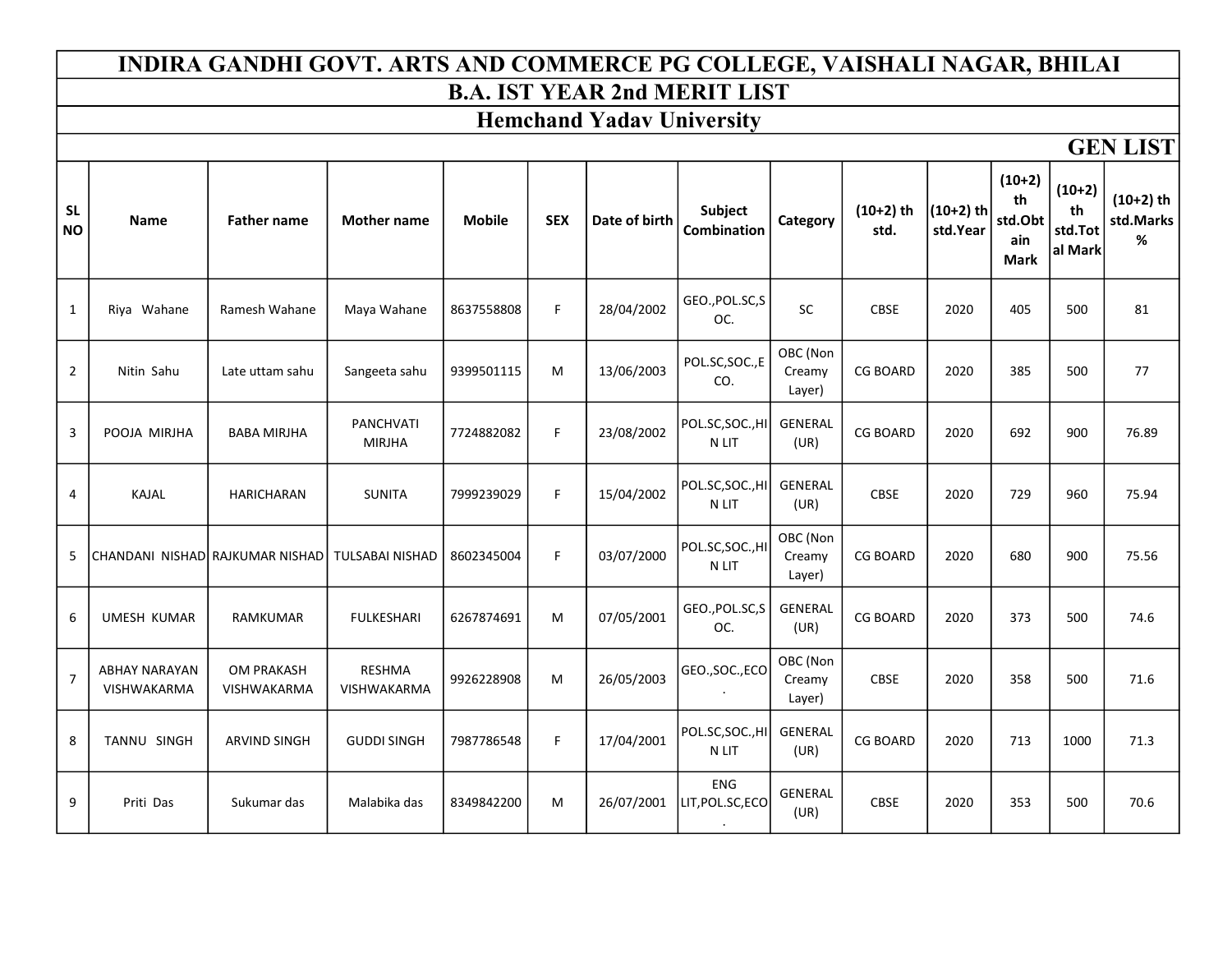# INDIRA GANDHI GOVT. ARTS AND COMMERCE PG COLLEGE, VAISHALI NAGAR, BHILAI

## B.A. IST YEAR 2nd MERIT LIST

## Hemchand Yadav University

### GEN LIST

| SL NO | Name | Father name | Mother name | Mobile | SEX | Date of birth | Subject Combination | Category | (10+2) th std. | (10+2) th std.Year | (10+2) th std.Obtain Mark | (10+2) th std.Total Mark | (10+2) th std.Marks % |
|---|---|---|---|---|---|---|---|---|---|---|---|---|---|
| 1 | Riya Wahane | Ramesh Wahane | Maya Wahane | 8637558808 | F | 28/04/2002 | GEO.,POL.SC,SOC. | SC | CBSE | 2020 | 405 | 500 | 81 |
| 2 | Nitin Sahu | Late uttam sahu | Sangeeta sahu | 9399501115 | M | 13/06/2003 | POL.SC,SOC.,ECO. | OBC (Non Creamy Layer) | CG BOARD | 2020 | 385 | 500 | 77 |
| 3 | POOJA MIRJHA | BABA MIRJHA | PANCHVATI MIRJHA | 7724882082 | F | 23/08/2002 | POL.SC,SOC.,HIN LIT | GENERAL (UR) | CG BOARD | 2020 | 692 | 900 | 76.89 |
| 4 | KAJAL | HARICHARAN | SUNITA | 7999239029 | F | 15/04/2002 | POL.SC,SOC.,HIN LIT | GENERAL (UR) | CBSE | 2020 | 729 | 960 | 75.94 |
| 5 | CHANDANI NISHAD | RAJKUMAR NISHAD | TULSABAI NISHAD | 8602345004 | F | 03/07/2000 | POL.SC,SOC.,HIN LIT | OBC (Non Creamy Layer) | CG BOARD | 2020 | 680 | 900 | 75.56 |
| 6 | UMESH KUMAR | RAMKUMAR | FULKESHARI | 6267874691 | M | 07/05/2001 | GEO.,POL.SC,SOC. | GENERAL (UR) | CG BOARD | 2020 | 373 | 500 | 74.6 |
| 7 | ABHAY NARAYAN VISHWAKARMA | OM PRAKASH VISHWAKARMA | RESHMA VISHWAKARMA | 9926228908 | M | 26/05/2003 | GEO.,SOC.,ECO. | OBC (Non Creamy Layer) | CBSE | 2020 | 358 | 500 | 71.6 |
| 8 | TANNU SINGH | ARVIND SINGH | GUDDI SINGH | 7987786548 | F | 17/04/2001 | POL.SC,SOC.,HIN LIT | GENERAL (UR) | CG BOARD | 2020 | 713 | 1000 | 71.3 |
| 9 | Priti Das | Sukumar das | Malabika das | 8349842200 | M | 26/07/2001 | ENG LIT,POL.SC,ECO. | GENERAL (UR) | CBSE | 2020 | 353 | 500 | 70.6 |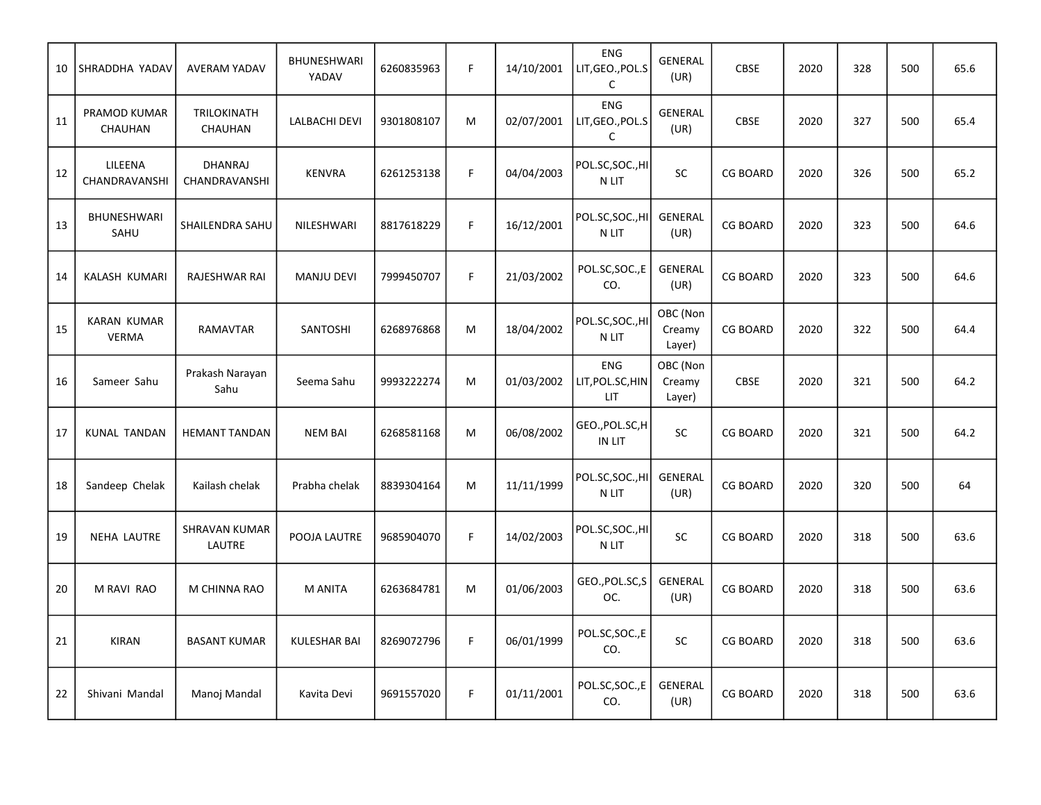| 10 | SHRADDHA YADAV | AVERAM YADAV | BHUNESHWARI YADAV | 6260835963 | F | 14/10/2001 | ENG LIT,GEO.,POL.SC | GENERAL (UR) | CBSE | 2020 | 328 | 500 | 65.6 |
|---|---|---|---|---|---|---|---|---|---|---|---|---|---|
| 11 | PRAMOD KUMAR CHAUHAN | TRILOKINATH CHAUHAN | LALBACHI DEVI | 9301808107 | M | 02/07/2001 | ENG LIT,GEO.,POL.SC | GENERAL (UR) | CBSE | 2020 | 327 | 500 | 65.4 |
| 12 | LILEENA CHANDRAVANSHI | DHANRAJ CHANDRAVANSHI | KENVRA | 6261253138 | F | 04/04/2003 | POL.SC,SOC.,HIN LIT | SC | CG BOARD | 2020 | 326 | 500 | 65.2 |
| 13 | BHUNESHWARI SAHU | SHAILENDRA SAHU | NILESHWARI | 8817618229 | F | 16/12/2001 | POL.SC,SOC.,HIN LIT | GENERAL (UR) | CG BOARD | 2020 | 323 | 500 | 64.6 |
| 14 | KALASH KUMARI | RAJESHWAR RAI | MANJU DEVI | 7999450707 | F | 21/03/2002 | POL.SC,SOC.,ECO. | GENERAL (UR) | CG BOARD | 2020 | 323 | 500 | 64.6 |
| 15 | KARAN KUMAR VERMA | RAMAVTAR | SANTOSHI | 6268976868 | M | 18/04/2002 | POL.SC,SOC.,HIN LIT | OBC (Non Creamy Layer) | CG BOARD | 2020 | 322 | 500 | 64.4 |
| 16 | Sameer Sahu | Prakash Narayan Sahu | Seema Sahu | 9993222274 | M | 01/03/2002 | ENG LIT,POL.SC,HIN LIT | OBC (Non Creamy Layer) | CBSE | 2020 | 321 | 500 | 64.2 |
| 17 | KUNAL TANDAN | HEMANT TANDAN | NEM BAI | 6268581168 | M | 06/08/2002 | GEO.,POL.SC,HIN LIT | SC | CG BOARD | 2020 | 321 | 500 | 64.2 |
| 18 | Sandeep Chelak | Kailash chelak | Prabha chelak | 8839304164 | M | 11/11/1999 | POL.SC,SOC.,HIN LIT | GENERAL (UR) | CG BOARD | 2020 | 320 | 500 | 64 |
| 19 | NEHA LAUTRE | SHRAVAN KUMAR LAUTRE | POOJA LAUTRE | 9685904070 | F | 14/02/2003 | POL.SC,SOC.,HIN LIT | SC | CG BOARD | 2020 | 318 | 500 | 63.6 |
| 20 | M RAVI RAO | M CHINNA RAO | M ANITA | 6263684781 | M | 01/06/2003 | GEO.,POL.SC,SOC. | GENERAL (UR) | CG BOARD | 2020 | 318 | 500 | 63.6 |
| 21 | KIRAN | BASANT KUMAR | KULESHAR BAI | 8269072796 | F | 06/01/1999 | POL.SC,SOC.,ECO. | SC | CG BOARD | 2020 | 318 | 500 | 63.6 |
| 22 | Shivani Mandal | Manoj Mandal | Kavita Devi | 9691557020 | F | 01/11/2001 | POL.SC,SOC.,ECO. | GENERAL (UR) | CG BOARD | 2020 | 318 | 500 | 63.6 |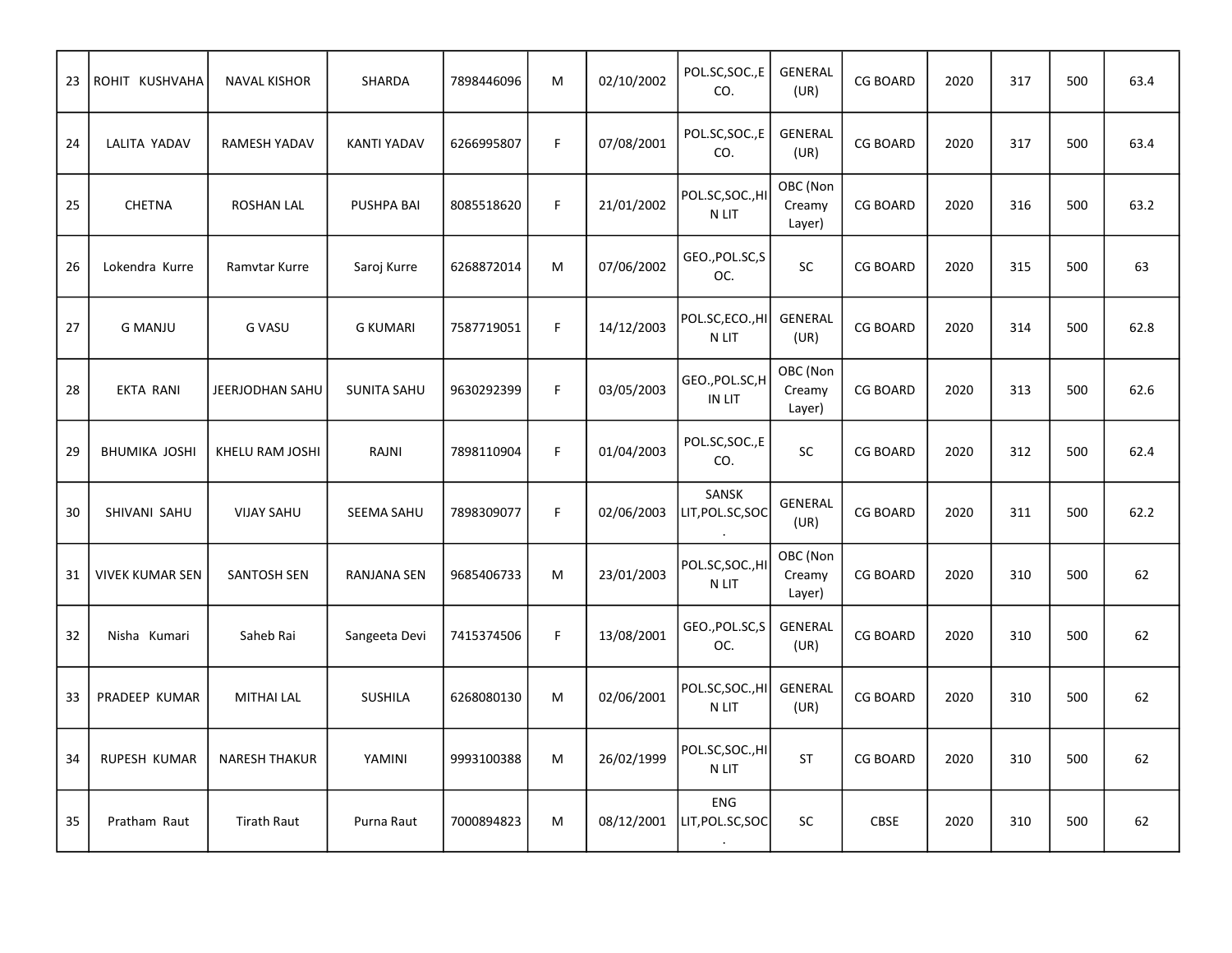| 23 | ROHIT KUSHVAHA | NAVAL KISHOR | SHARDA | 7898446096 | M | 02/10/2002 | POL.SC,SOC.,ECO. | GENERAL (UR) | CG BOARD | 2020 | 317 | 500 | 63.4 |
|---|---|---|---|---|---|---|---|---|---|---|---|---|---|
| 24 | LALITA YADAV | RAMESH YADAV | KANTI YADAV | 6266995807 | F | 07/08/2001 | POL.SC,SOC.,ECO. | GENERAL (UR) | CG BOARD | 2020 | 317 | 500 | 63.4 |
| 25 | CHETNA | ROSHAN LAL | PUSHPA BAI | 8085518620 | F | 21/01/2002 | POL.SC,SOC.,HIN LIT | OBC (Non Creamy Layer) | CG BOARD | 2020 | 316 | 500 | 63.2 |
| 26 | Lokendra Kurre | Ramvtar Kurre | Saroj Kurre | 6268872014 | M | 07/06/2002 | GEO.,POL.SC,SOC. | SC | CG BOARD | 2020 | 315 | 500 | 63 |
| 27 | G MANJU | G VASU | G KUMARI | 7587719051 | F | 14/12/2003 | POL.SC,ECO.,HIN LIT | GENERAL (UR) | CG BOARD | 2020 | 314 | 500 | 62.8 |
| 28 | EKTA RANI | JEERJODHAN SAHU | SUNITA SAHU | 9630292399 | F | 03/05/2003 | GEO.,POL.SC,HIN LIT | OBC (Non Creamy Layer) | CG BOARD | 2020 | 313 | 500 | 62.6 |
| 29 | BHUMIKA JOSHI | KHELU RAM JOSHI | RAJNI | 7898110904 | F | 01/04/2003 | POL.SC,SOC.,ECO. | SC | CG BOARD | 2020 | 312 | 500 | 62.4 |
| 30 | SHIVANI SAHU | VIJAY SAHU | SEEMA SAHU | 7898309077 | F | 02/06/2003 | SANSK LIT,POL.SC,SOC. | GENERAL (UR) | CG BOARD | 2020 | 311 | 500 | 62.2 |
| 31 | VIVEK KUMAR SEN | SANTOSH SEN | RANJANA SEN | 9685406733 | M | 23/01/2003 | POL.SC,SOC.,HIN LIT | OBC (Non Creamy Layer) | CG BOARD | 2020 | 310 | 500 | 62 |
| 32 | Nisha Kumari | Saheb Rai | Sangeeta Devi | 7415374506 | F | 13/08/2001 | GEO.,POL.SC,SOC. | GENERAL (UR) | CG BOARD | 2020 | 310 | 500 | 62 |
| 33 | PRADEEP KUMAR | MITHAI LAL | SUSHILA | 6268080130 | M | 02/06/2001 | POL.SC,SOC.,HIN LIT | GENERAL (UR) | CG BOARD | 2020 | 310 | 500 | 62 |
| 34 | RUPESH KUMAR | NARESH THAKUR | YAMINI | 9993100388 | M | 26/02/1999 | POL.SC,SOC.,HIN LIT | ST | CG BOARD | 2020 | 310 | 500 | 62 |
| 35 | Pratham Raut | Tirath Raut | Purna Raut | 7000894823 | M | 08/12/2001 | ENG LIT,POL.SC,SOC. | SC | CBSE | 2020 | 310 | 500 | 62 |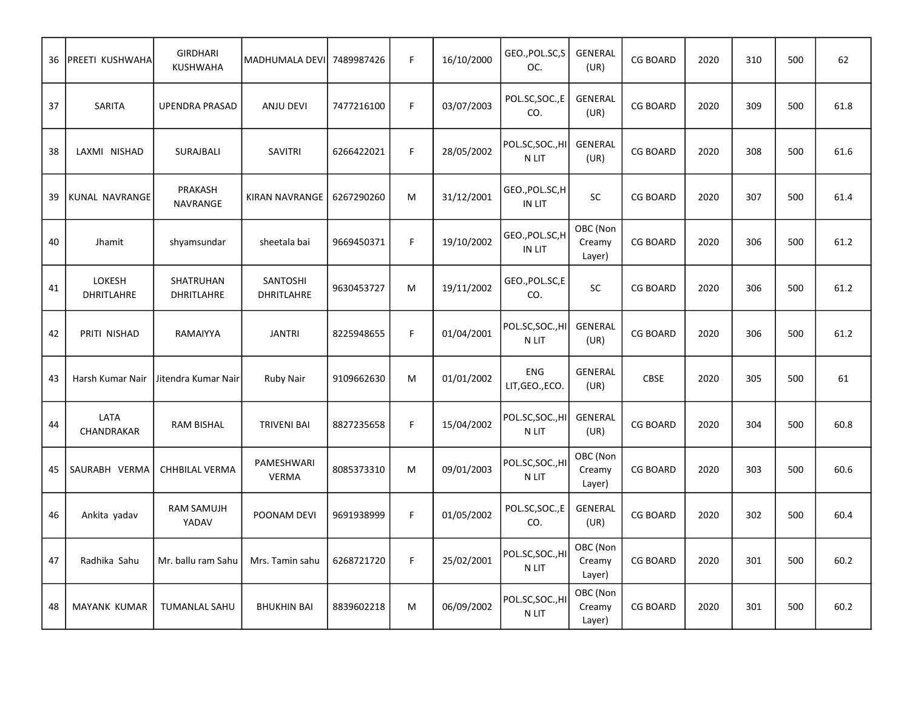| 36 | PREETI KUSHWAHA | GIRDHARI KUSHWAHA | MADHUMALA DEVI | 7489987426 | F | 16/10/2000 | GEO.,POL.SC,SOC. | GENERAL (UR) | CG BOARD | 2020 | 310 | 500 | 62 |
|---|---|---|---|---|---|---|---|---|---|---|---|---|---|
| 37 | SARITA | UPENDRA PRASAD | ANJU DEVI | 7477216100 | F | 03/07/2003 | POL.SC,SOC.,ECO. | GENERAL (UR) | CG BOARD | 2020 | 309 | 500 | 61.8 |
| 38 | LAXMI NISHAD | SURAJBALI | SAVITRI | 6266422021 | F | 28/05/2002 | POL.SC,SOC.,HIN LIT | GENERAL (UR) | CG BOARD | 2020 | 308 | 500 | 61.6 |
| 39 | KUNAL NAVRANGE | PRAKASH NAVRANGE | KIRAN NAVRANGE | 6267290260 | M | 31/12/2001 | GEO.,POL.SC,HIN LIT | SC | CG BOARD | 2020 | 307 | 500 | 61.4 |
| 40 | Jhamit | shyamsundar | sheetala bai | 9669450371 | F | 19/10/2002 | GEO.,POL.SC,HIN LIT | OBC (Non Creamy Layer) | CG BOARD | 2020 | 306 | 500 | 61.2 |
| 41 | LOKESH DHRITLAHRE | SHATRUHAN DHRITLAHRE | SANTOSHI DHRITLAHRE | 9630453727 | M | 19/11/2002 | GEO.,POL.SC,ECO. | SC | CG BOARD | 2020 | 306 | 500 | 61.2 |
| 42 | PRITI NISHAD | RAMAIYYA | JANTRI | 8225948655 | F | 01/04/2001 | POL.SC,SOC.,HIN LIT | GENERAL (UR) | CG BOARD | 2020 | 306 | 500 | 61.2 |
| 43 | Harsh Kumar Nair | Jitendra Kumar Nair | Ruby Nair | 9109662630 | M | 01/01/2002 | ENG LIT,GEO.,ECO. | GENERAL (UR) | CBSE | 2020 | 305 | 500 | 61 |
| 44 | LATA CHANDRAKAR | RAM BISHAL | TRIVENI BAI | 8827235658 | F | 15/04/2002 | POL.SC,SOC.,HIN LIT | GENERAL (UR) | CG BOARD | 2020 | 304 | 500 | 60.8 |
| 45 | SAURABH VERMA | CHHBILAL VERMA | PAMESHWARI VERMA | 8085373310 | M | 09/01/2003 | POL.SC,SOC.,HIN LIT | OBC (Non Creamy Layer) | CG BOARD | 2020 | 303 | 500 | 60.6 |
| 46 | Ankita yadav | RAM SAMUJH YADAV | POONAM DEVI | 9691938999 | F | 01/05/2002 | POL.SC,SOC.,ECO. | GENERAL (UR) | CG BOARD | 2020 | 302 | 500 | 60.4 |
| 47 | Radhika Sahu | Mr. ballu ram Sahu | Mrs. Tamin sahu | 6268721720 | F | 25/02/2001 | POL.SC,SOC.,HIN LIT | OBC (Non Creamy Layer) | CG BOARD | 2020 | 301 | 500 | 60.2 |
| 48 | MAYANK KUMAR | TUMANLAL SAHU | BHUKHIN BAI | 8839602218 | M | 06/09/2002 | POL.SC,SOC.,HIN LIT | OBC (Non Creamy Layer) | CG BOARD | 2020 | 301 | 500 | 60.2 |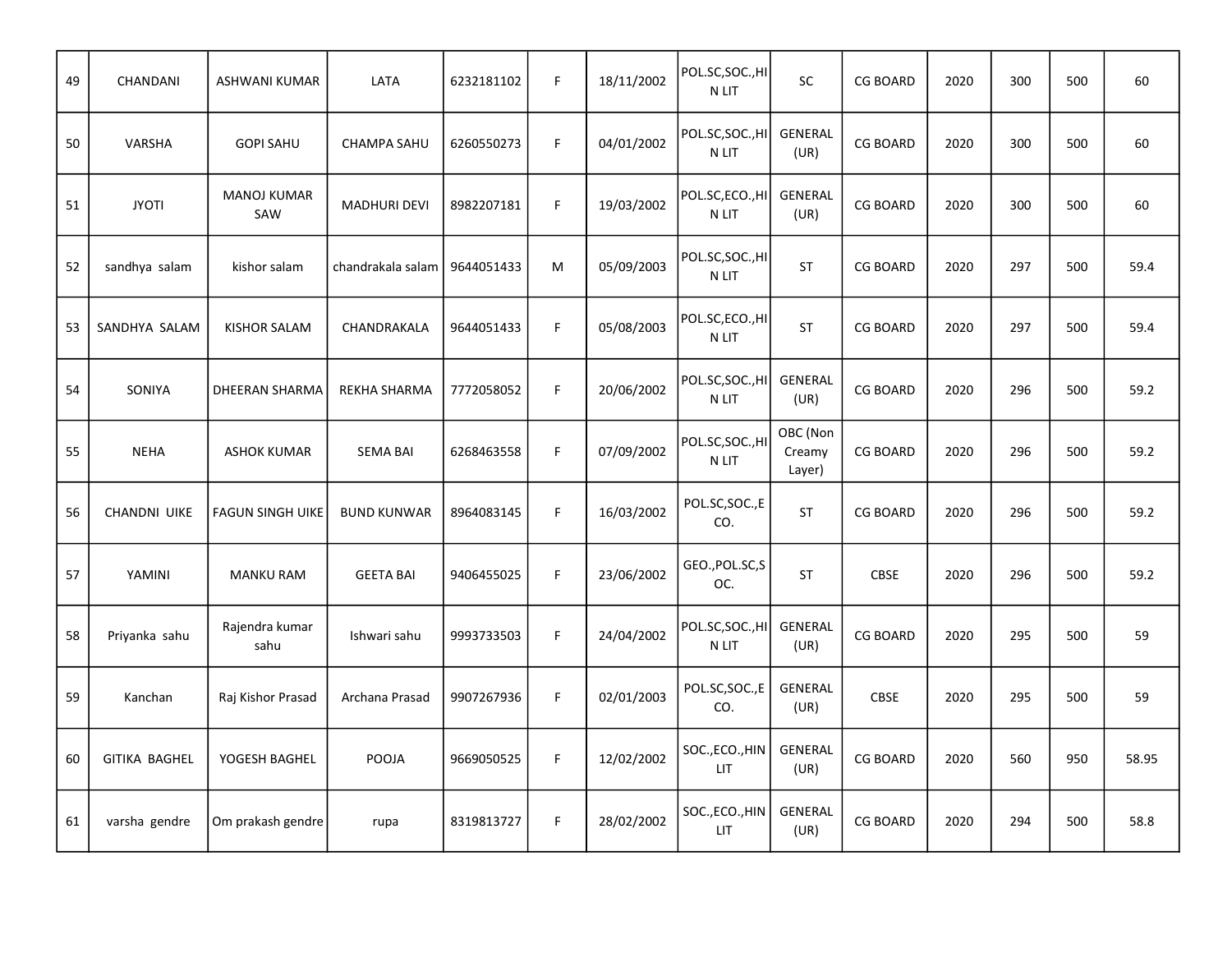| 49 | CHANDANI | ASHWANI KUMAR | LATA | 6232181102 | F | 18/11/2002 | POL.SC,SOC.,HIN LIT | SC | CG BOARD | 2020 | 300 | 500 | 60 |
|---|---|---|---|---|---|---|---|---|---|---|---|---|---|
| 50 | VARSHA | GOPI SAHU | CHAMPA SAHU | 6260550273 | F | 04/01/2002 | POL.SC,SOC.,HIN LIT | GENERAL (UR) | CG BOARD | 2020 | 300 | 500 | 60 |
| 51 | JYOTI | MANOJ KUMAR SAW | MADHURI DEVI | 8982207181 | F | 19/03/2002 | POL.SC,ECO.,HIN LIT | GENERAL (UR) | CG BOARD | 2020 | 300 | 500 | 60 |
| 52 | sandhya salam | kishor salam | chandrakala salam | 9644051433 | M | 05/09/2003 | POL.SC,SOC.,HIN LIT | ST | CG BOARD | 2020 | 297 | 500 | 59.4 |
| 53 | SANDHYA SALAM | KISHOR SALAM | CHANDRAKALA | 9644051433 | F | 05/08/2003 | POL.SC,ECO.,HIN LIT | ST | CG BOARD | 2020 | 297 | 500 | 59.4 |
| 54 | SONIYA | DHEERAN SHARMA | REKHA SHARMA | 7772058052 | F | 20/06/2002 | POL.SC,SOC.,HIN LIT | GENERAL (UR) | CG BOARD | 2020 | 296 | 500 | 59.2 |
| 55 | NEHA | ASHOK KUMAR | SEMA BAI | 6268463558 | F | 07/09/2002 | POL.SC,SOC.,HIN LIT | OBC (Non Creamy Layer) | CG BOARD | 2020 | 296 | 500 | 59.2 |
| 56 | CHANDNI UIKE | FAGUN SINGH UIKE | BUND KUNWAR | 8964083145 | F | 16/03/2002 | POL.SC,SOC.,ECO. | ST | CG BOARD | 2020 | 296 | 500 | 59.2 |
| 57 | YAMINI | MANKU RAM | GEETA BAI | 9406455025 | F | 23/06/2002 | GEO.,POL.SC,SOC. | ST | CBSE | 2020 | 296 | 500 | 59.2 |
| 58 | Priyanka sahu | Rajendra kumar sahu | Ishwari sahu | 9993733503 | F | 24/04/2002 | POL.SC,SOC.,HIN LIT | GENERAL (UR) | CG BOARD | 2020 | 295 | 500 | 59 |
| 59 | Kanchan | Raj Kishor Prasad | Archana Prasad | 9907267936 | F | 02/01/2003 | POL.SC,SOC.,ECO. | GENERAL (UR) | CBSE | 2020 | 295 | 500 | 59 |
| 60 | GITIKA BAGHEL | YOGESH BAGHEL | POOJA | 9669050525 | F | 12/02/2002 | SOC.,ECO.,HIN LIT | GENERAL (UR) | CG BOARD | 2020 | 560 | 950 | 58.95 |
| 61 | varsha gendre | Om prakash gendre | rupa | 8319813727 | F | 28/02/2002 | SOC.,ECO.,HIN LIT | GENERAL (UR) | CG BOARD | 2020 | 294 | 500 | 58.8 |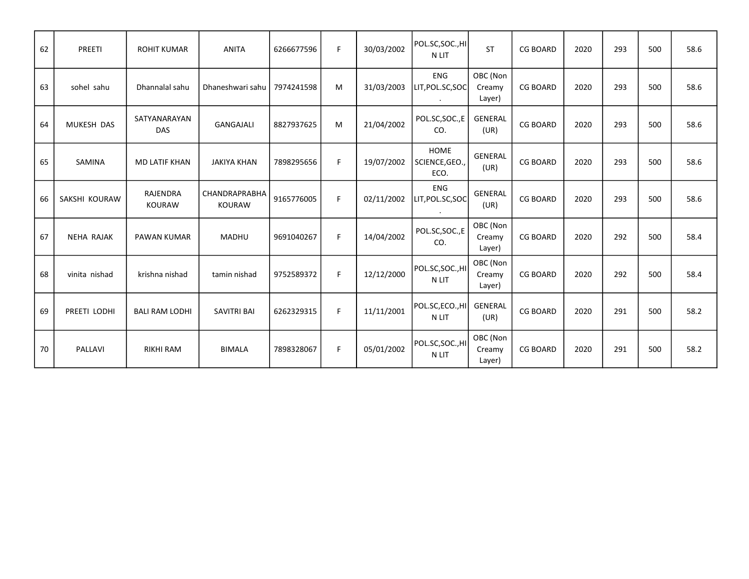| 62 | PREETI | ROHIT KUMAR | ANITA | 6266677596 | F | 30/03/2002 | POL.SC,SOC.,HIN LIT | ST | CG BOARD | 2020 | 293 | 500 | 58.6 |
|---|---|---|---|---|---|---|---|---|---|---|---|---|---|
| 63 | sohel sahu | Dhannalal sahu | Dhaneshwari sahu | 7974241598 | M | 31/03/2003 | ENG LIT,POL.SC,SOC. | OBC (Non Creamy Layer) | CG BOARD | 2020 | 293 | 500 | 58.6 |
| 64 | MUKESH DAS | SATYANARAYAN DAS | GANGAJALI | 8827937625 | M | 21/04/2002 | POL.SC,SOC.,ECO. | GENERAL (UR) | CG BOARD | 2020 | 293 | 500 | 58.6 |
| 65 | SAMINA | MD LATIF KHAN | JAKIYA KHAN | 7898295656 | F | 19/07/2002 | HOME SCIENCE,GEO., ECO. | GENERAL (UR) | CG BOARD | 2020 | 293 | 500 | 58.6 |
| 66 | SAKSHI KOURAW | RAJENDRA KOURAW | CHANDRAPRABHA KOURAW | 9165776005 | F | 02/11/2002 | ENG LIT,POL.SC,SOC. | GENERAL (UR) | CG BOARD | 2020 | 293 | 500 | 58.6 |
| 67 | NEHA RAJAK | PAWAN KUMAR | MADHU | 9691040267 | F | 14/04/2002 | POL.SC,SOC.,ECO. | OBC (Non Creamy Layer) | CG BOARD | 2020 | 292 | 500 | 58.4 |
| 68 | vinita nishad | krishna nishad | tamin nishad | 9752589372 | F | 12/12/2000 | POL.SC,SOC.,HIN LIT | OBC (Non Creamy Layer) | CG BOARD | 2020 | 292 | 500 | 58.4 |
| 69 | PREETI LODHI | BALI RAM LODHI | SAVITRI BAI | 6262329315 | F | 11/11/2001 | POL.SC,ECO.,HIN LIT | GENERAL (UR) | CG BOARD | 2020 | 291 | 500 | 58.2 |
| 70 | PALLAVI | RIKHI RAM | BIMALA | 7898328067 | F | 05/01/2002 | POL.SC,SOC.,HIN LIT | OBC (Non Creamy Layer) | CG BOARD | 2020 | 291 | 500 | 58.2 |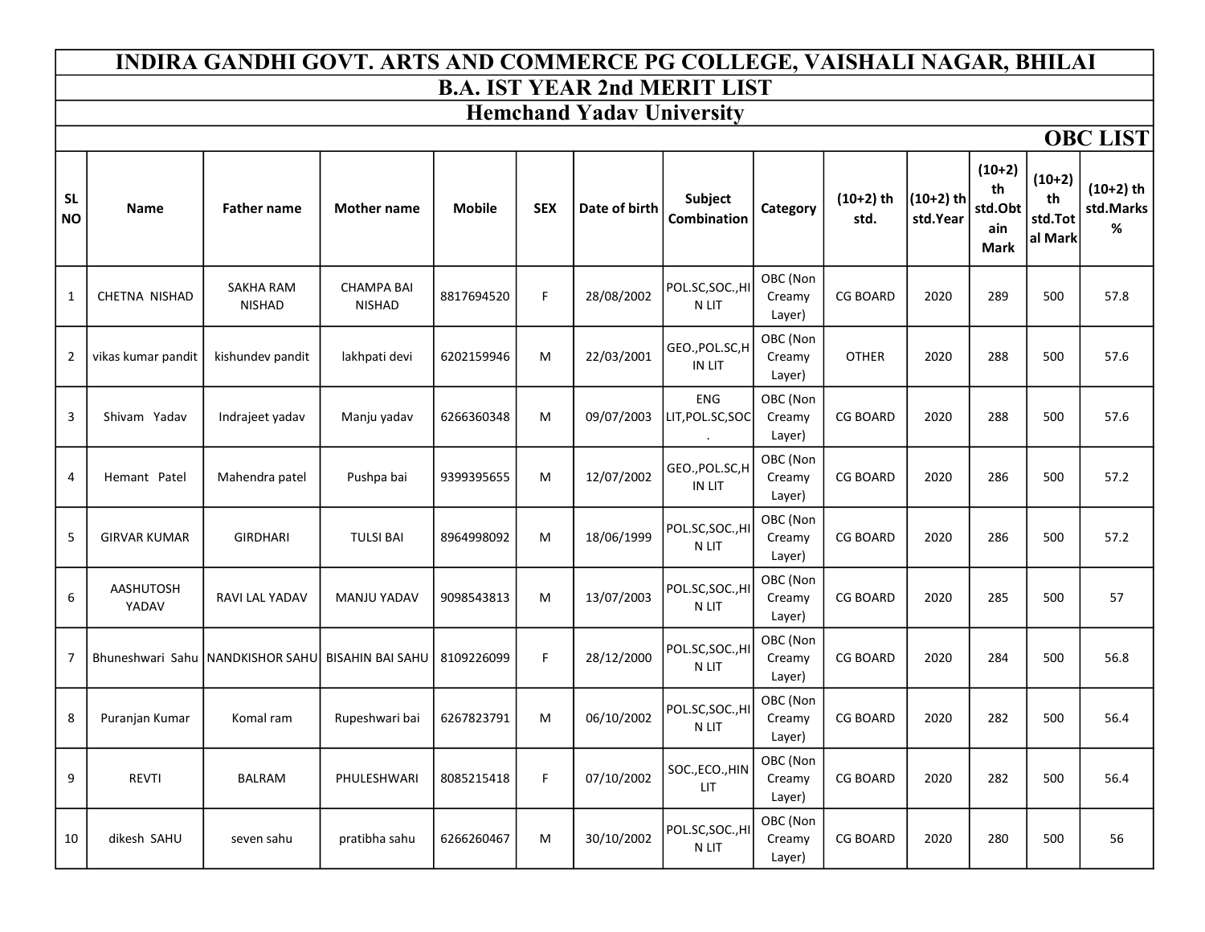# INDIRA GANDHI GOVT. ARTS AND COMMERCE PG COLLEGE, VAISHALI NAGAR, BHILAI

## B.A. IST YEAR 2nd MERIT LIST

## Hemchand Yadav University

### OBC LIST

| SL NO | Name | Father name | Mother name | Mobile | SEX | Date of birth | Subject Combination | Category | (10+2) th std. | (10+2) th std.Year | (10+2) th std.Obtain Mark | (10+2) th std.Total Mark | (10+2) th std.Marks % |
|---|---|---|---|---|---|---|---|---|---|---|---|---|---|
| 1 | CHETNA NISHAD | SAKHA RAM NISHAD | CHAMPA BAI NISHAD | 8817694520 | F | 28/08/2002 | POL.SC,SOC.,HIN LIT | OBC (Non Creamy Layer) | CG BOARD | 2020 | 289 | 500 | 57.8 |
| 2 | vikas kumar pandit | kishundev pandit | lakhpati devi | 6202159946 | M | 22/03/2001 | GEO.,POL.SC,HIN LIT | OBC (Non Creamy Layer) | OTHER | 2020 | 288 | 500 | 57.6 |
| 3 | Shivam Yadav | Indrajeet yadav | Manju yadav | 6266360348 | M | 09/07/2003 | ENG LIT,POL.SC,SOC. | OBC (Non Creamy Layer) | CG BOARD | 2020 | 288 | 500 | 57.6 |
| 4 | Hemant Patel | Mahendra patel | Pushpa bai | 9399395655 | M | 12/07/2002 | GEO.,POL.SC,HIN LIT | OBC (Non Creamy Layer) | CG BOARD | 2020 | 286 | 500 | 57.2 |
| 5 | GIRVAR KUMAR | GIRDHARI | TULSI BAI | 8964998092 | M | 18/06/1999 | POL.SC,SOC.,HIN LIT | OBC (Non Creamy Layer) | CG BOARD | 2020 | 286 | 500 | 57.2 |
| 6 | AASHUTOSH YADAV | RAVI LAL YADAV | MANJU YADAV | 9098543813 | M | 13/07/2003 | POL.SC,SOC.,HIN LIT | OBC (Non Creamy Layer) | CG BOARD | 2020 | 285 | 500 | 57 |
| 7 | Bhuneshwari Sahu | NANDKISHOR SAHU | BISAHIN BAI SAHU | 8109226099 | F | 28/12/2000 | POL.SC,SOC.,HIN LIT | OBC (Non Creamy Layer) | CG BOARD | 2020 | 284 | 500 | 56.8 |
| 8 | Puranjan Kumar | Komal ram | Rupeshwari bai | 6267823791 | M | 06/10/2002 | POL.SC,SOC.,HIN LIT | OBC (Non Creamy Layer) | CG BOARD | 2020 | 282 | 500 | 56.4 |
| 9 | REVTI | BALRAM | PHULESHWARI | 8085215418 | F | 07/10/2002 | SOC.,ECO.,HIN LIT | OBC (Non Creamy Layer) | CG BOARD | 2020 | 282 | 500 | 56.4 |
| 10 | dikesh SAHU | seven sahu | pratibha sahu | 6266260467 | M | 30/10/2002 | POL.SC,SOC.,HIN LIT | OBC (Non Creamy Layer) | CG BOARD | 2020 | 280 | 500 | 56 |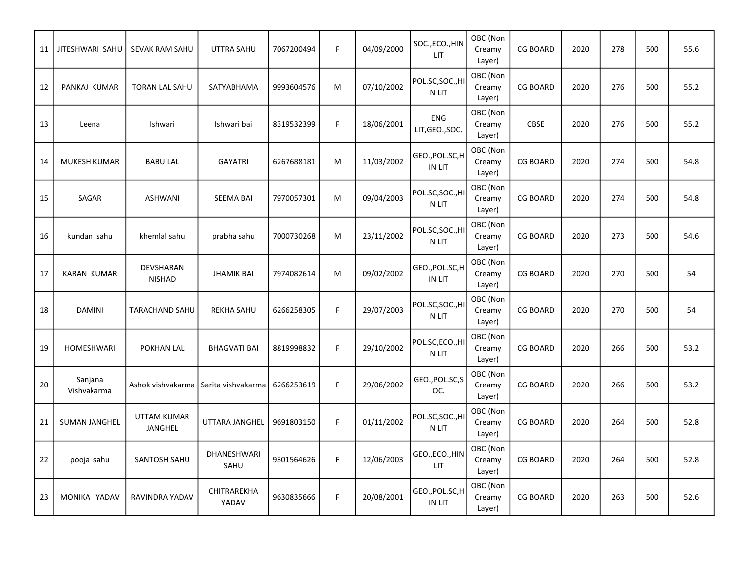| 11 | JITESHWARI SAHU | SEVAK RAM SAHU | UTTRA SAHU | 7067200494 | F | 04/09/2000 | SOC.,ECO.,HIN LIT | OBC (Non Creamy Layer) | CG BOARD | 2020 | 278 | 500 | 55.6 |
|---|---|---|---|---|---|---|---|---|---|---|---|---|---|
| 12 | PANKAJ KUMAR | TORAN LAL SAHU | SATYABHAMA | 9993604576 | M | 07/10/2002 | POL.SC,SOC.,HIN LIT | OBC (Non Creamy Layer) | CG BOARD | 2020 | 276 | 500 | 55.2 |
| 13 | Leena | Ishwari | Ishwari bai | 8319532399 | F | 18/06/2001 | ENG LIT,GEO.,SOC. | OBC (Non Creamy Layer) | CBSE | 2020 | 276 | 500 | 55.2 |
| 14 | MUKESH KUMAR | BABU LAL | GAYATRI | 6267688181 | M | 11/03/2002 | GEO.,POL.SC,HIN LIT | OBC (Non Creamy Layer) | CG BOARD | 2020 | 274 | 500 | 54.8 |
| 15 | SAGAR | ASHWANI | SEEMA BAI | 7970057301 | M | 09/04/2003 | POL.SC,SOC.,HIN LIT | OBC (Non Creamy Layer) | CG BOARD | 2020 | 274 | 500 | 54.8 |
| 16 | kundan sahu | khemlal sahu | prabha sahu | 7000730268 | M | 23/11/2002 | POL.SC,SOC.,HIN LIT | OBC (Non Creamy Layer) | CG BOARD | 2020 | 273 | 500 | 54.6 |
| 17 | KARAN KUMAR | DEVSHARAN NISHAD | JHAMIK BAI | 7974082614 | M | 09/02/2002 | GEO.,POL.SC,HIN LIT | OBC (Non Creamy Layer) | CG BOARD | 2020 | 270 | 500 | 54 |
| 18 | DAMINI | TARACHAND SAHU | REKHA SAHU | 6266258305 | F | 29/07/2003 | POL.SC,SOC.,HIN LIT | OBC (Non Creamy Layer) | CG BOARD | 2020 | 270 | 500 | 54 |
| 19 | HOMESHWARI | POKHAN LAL | BHAGVATI BAI | 8819998832 | F | 29/10/2002 | POL.SC,ECO.,HIN LIT | OBC (Non Creamy Layer) | CG BOARD | 2020 | 266 | 500 | 53.2 |
| 20 | Sanjana Vishvakarma | Ashok vishvakarma | Sarita vishvakarma | 6266253619 | F | 29/06/2002 | GEO.,POL.SC,SOC. | OBC (Non Creamy Layer) | CG BOARD | 2020 | 266 | 500 | 53.2 |
| 21 | SUMAN JANGHEL | UTTAM KUMAR JANGHEL | UTTARA JANGHEL | 9691803150 | F | 01/11/2002 | POL.SC,SOC.,HIN LIT | OBC (Non Creamy Layer) | CG BOARD | 2020 | 264 | 500 | 52.8 |
| 22 | pooja sahu | SANTOSH SAHU | DHANESHWARI SAHU | 9301564626 | F | 12/06/2003 | GEO.,ECO.,HIN LIT | OBC (Non Creamy Layer) | CG BOARD | 2020 | 264 | 500 | 52.8 |
| 23 | MONIKA YADAV | RAVINDRA YADAV | CHITRAREKHA YADAV | 9630835666 | F | 20/08/2001 | GEO.,POL.SC,HIN LIT | OBC (Non Creamy Layer) | CG BOARD | 2020 | 263 | 500 | 52.6 |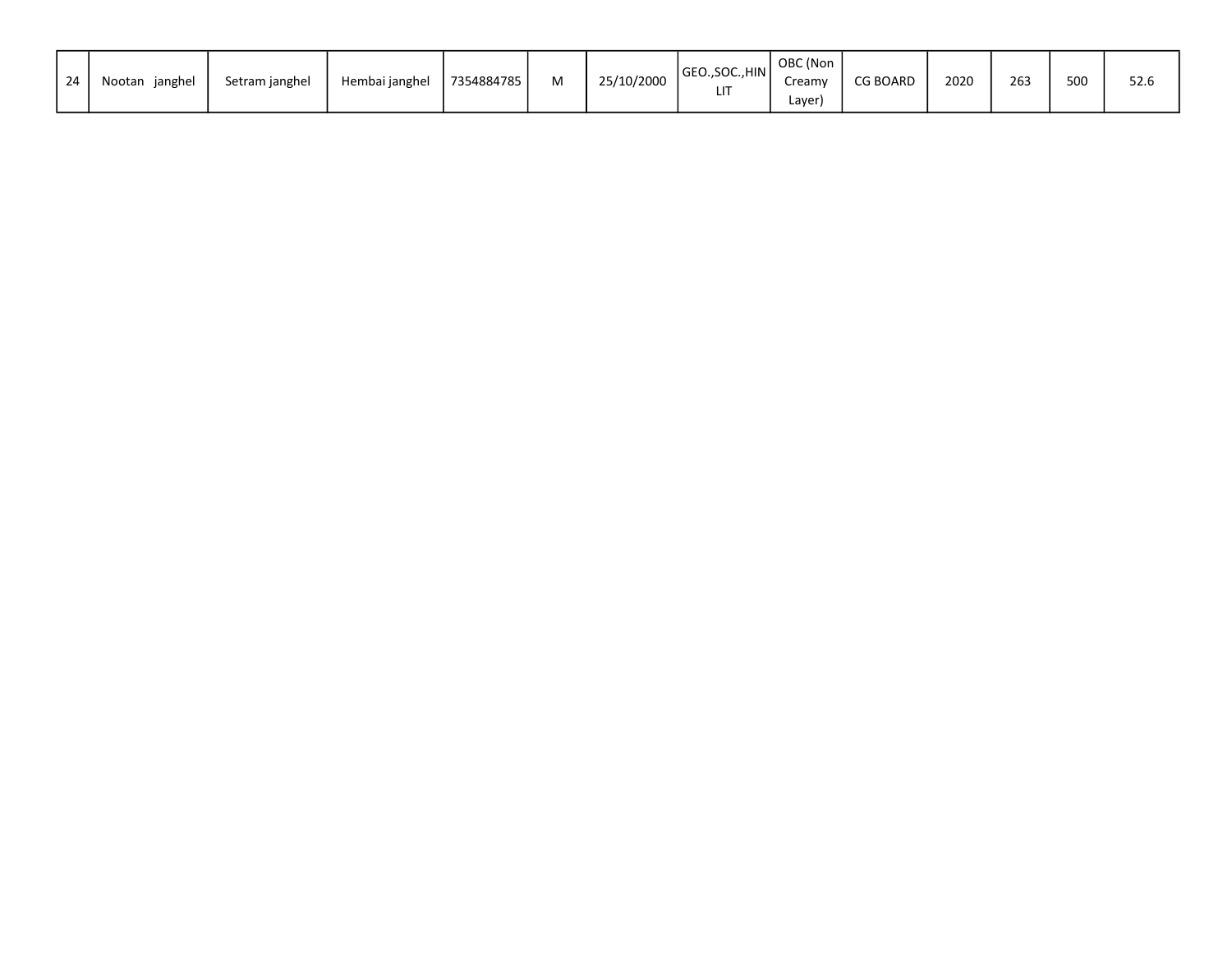| 24 | Nootan janghel | Setram janghel | Hembai janghel | 7354884785 | M | 25/10/2000 | GEO.,SOC.,HIN LIT | OBC (Non Creamy Layer) | CG BOARD | 2020 | 263 | 500 | 52.6 |
|---|---|---|---|---|---|---|---|---|---|---|---|---|---|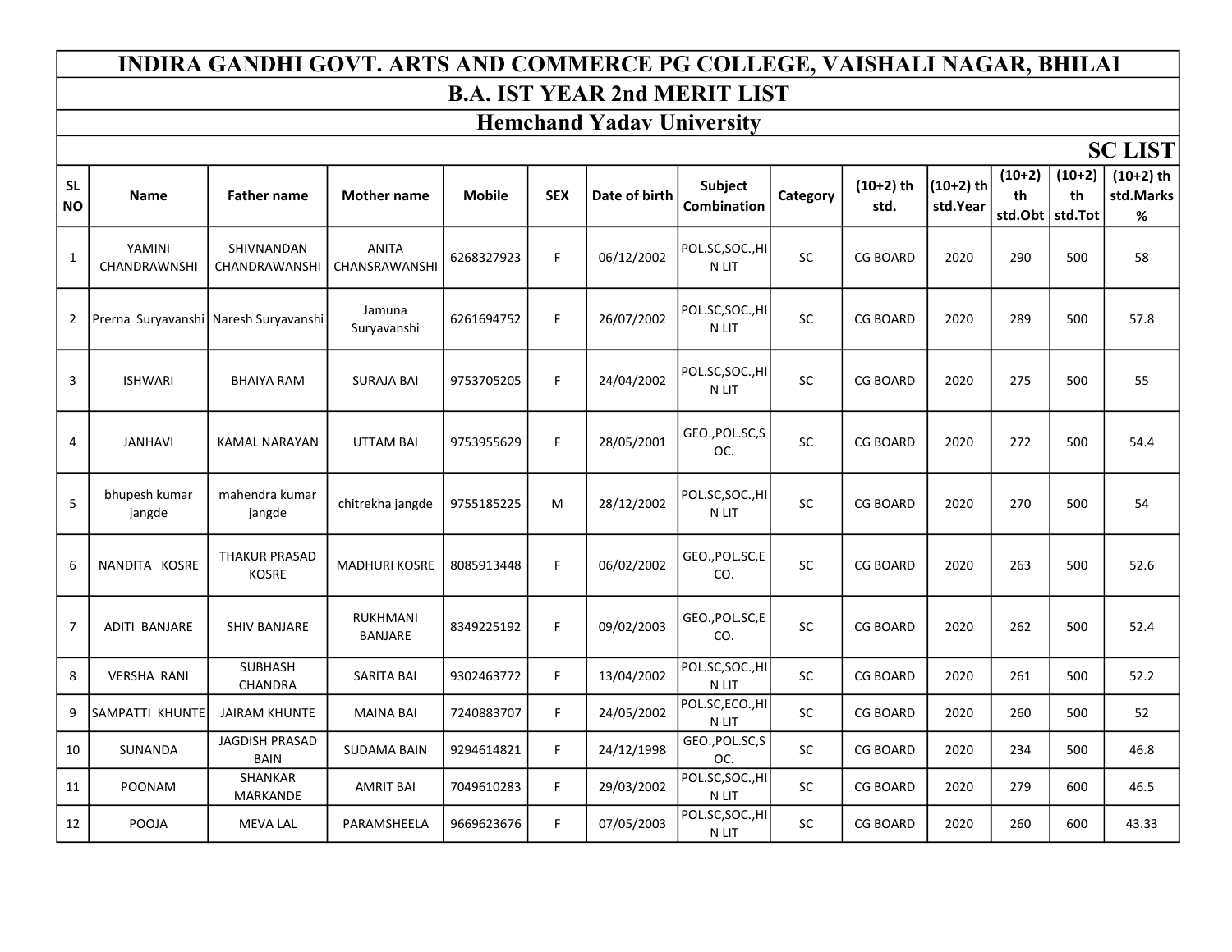# INDIRA GANDHI GOVT. ARTS AND COMMERCE PG COLLEGE, VAISHALI NAGAR, BHILAI

## B.A. IST YEAR 2nd MERIT LIST

## Hemchand Yadav University

**SC LIST**

| SL NO | Name | Father name | Mother name | Mobile | SEX | Date of birth | Subject Combination | Category | (10+2) th std. | (10+2) th std.Year | (10+2) th std.Obt | (10+2) th std.Tot | (10+2) th std.Marks % |
|---|---|---|---|---|---|---|---|---|---|---|---|---|---|
| 1 | YAMINI CHANDRAWNSHI | SHIVNANDAN CHANDRAWANSHI | ANITA CHANSRAWANSHI | 6268327923 | F | 06/12/2002 | POL.SC,SOC.,HIN LIT | SC | CG BOARD | 2020 | 290 | 500 | 58 |
| 2 | Prerna Suryavanshi | Naresh Suryavanshi | Jamuna Suryavanshi | 6261694752 | F | 26/07/2002 | POL.SC,SOC.,HIN LIT | SC | CG BOARD | 2020 | 289 | 500 | 57.8 |
| 3 | ISHWARI | BHAIYA RAM | SURAJA BAI | 9753705205 | F | 24/04/2002 | POL.SC,SOC.,HIN LIT | SC | CG BOARD | 2020 | 275 | 500 | 55 |
| 4 | JANHAVI | KAMAL NARAYAN | UTTAM BAI | 9753955629 | F | 28/05/2001 | GEO.,POL.SC,SOC. | SC | CG BOARD | 2020 | 272 | 500 | 54.4 |
| 5 | bhupesh kumar jangde | mahendra kumar jangde | chitrekha jangde | 9755185225 | M | 28/12/2002 | POL.SC,SOC.,HIN LIT | SC | CG BOARD | 2020 | 270 | 500 | 54 |
| 6 | NANDITA KOSRE | THAKUR PRASAD KOSRE | MADHURI KOSRE | 8085913448 | F | 06/02/2002 | GEO.,POL.SC,ECO. | SC | CG BOARD | 2020 | 263 | 500 | 52.6 |
| 7 | ADITI BANJARE | SHIV BANJARE | RUKHMANI BANJARE | 8349225192 | F | 09/02/2003 | GEO.,POL.SC,ECO. | SC | CG BOARD | 2020 | 262 | 500 | 52.4 |
| 8 | VERSHA RANI | SUBHASH CHANDRA | SARITA BAI | 9302463772 | F | 13/04/2002 | POL.SC,SOC.,HIN LIT | SC | CG BOARD | 2020 | 261 | 500 | 52.2 |
| 9 | SAMPATTI KHUNTE | JAIRAM KHUNTE | MAINA BAI | 7240883707 | F | 24/05/2002 | POL.SC,ECO.,HIN LIT | SC | CG BOARD | 2020 | 260 | 500 | 52 |
| 10 | SUNANDA | JAGDISH PRASAD BAIN | SUDAMA BAIN | 9294614821 | F | 24/12/1998 | GEO.,POL.SC,SOC. | SC | CG BOARD | 2020 | 234 | 500 | 46.8 |
| 11 | POONAM | SHANKAR MARKANDE | AMRIT BAI | 7049610283 | F | 29/03/2002 | POL.SC,SOC.,HIN LIT | SC | CG BOARD | 2020 | 279 | 600 | 46.5 |
| 12 | POOJA | MEVA LAL | PARAMSHEELA | 9669623676 | F | 07/05/2003 | POL.SC,SOC.,HIN LIT | SC | CG BOARD | 2020 | 260 | 600 | 43.33 |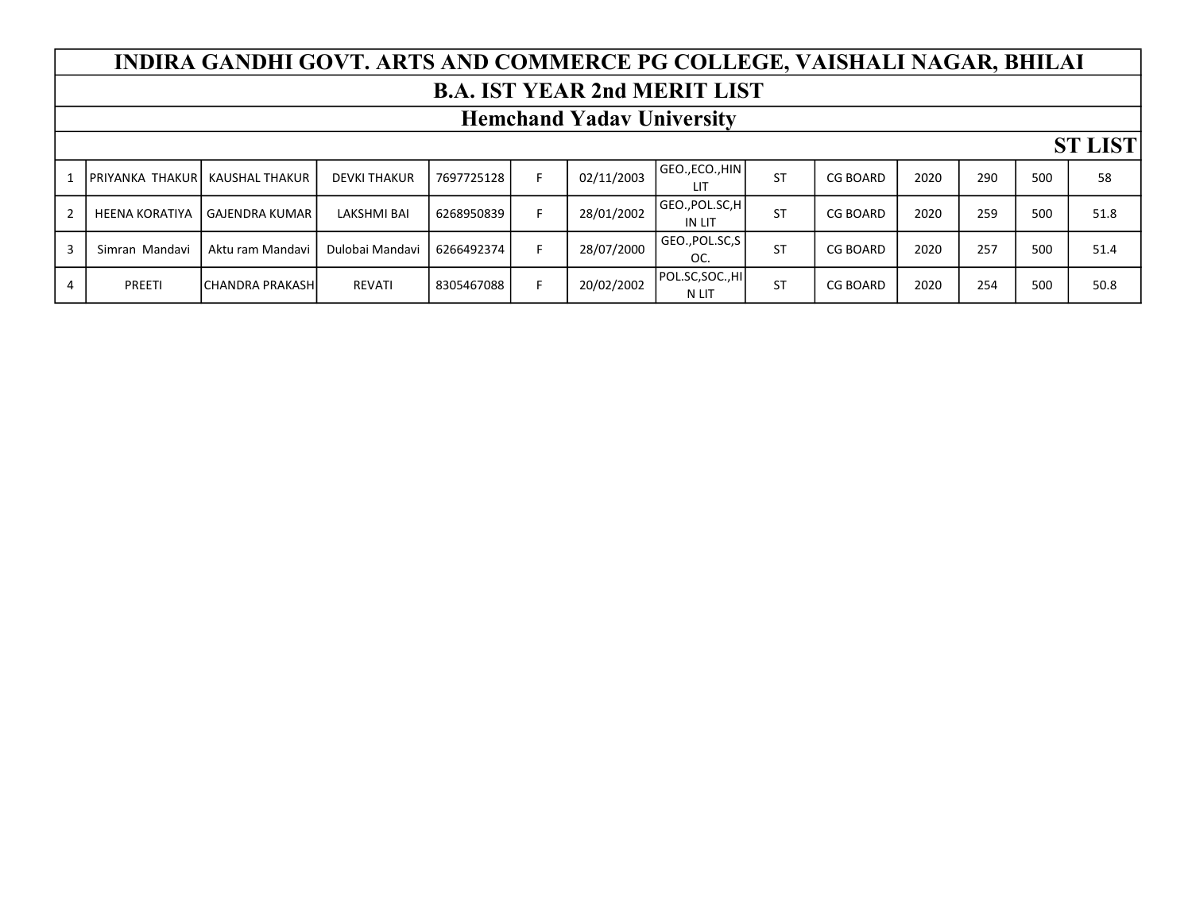# INDIRA GANDHI GOVT. ARTS AND COMMERCE PG COLLEGE, VAISHALI NAGAR, BHILAI

## B.A. IST YEAR 2nd MERIT LIST

## Hemchand Yadav University

**ST LIST**

| | | | | | | | | | | | | | |
|---|---|---|---|---|---|---|---|---|---|---|---|---|---|
| 1 | PRIYANKA THAKUR | KAUSHAL THAKUR | DEVKI THAKUR | 7697725128 | F | 02/11/2003 | GEO.,ECO.,HIN LIT | ST | CG BOARD | 2020 | 290 | 500 | 58 |
| 2 | HEENA KORATIYA | GAJENDRA KUMAR | LAKSHMI BAI | 6268950839 | F | 28/01/2002 | GEO.,POL.SC,HIN LIT | ST | CG BOARD | 2020 | 259 | 500 | 51.8 |
| 3 | Simran Mandavi | Aktu ram Mandavi | Dulobai Mandavi | 6266492374 | F | 28/07/2000 | GEO.,POL.SC,SOC. | ST | CG BOARD | 2020 | 257 | 500 | 51.4 |
| 4 | PREETI | CHANDRA PRAKASH | REVATI | 8305467088 | F | 20/02/2002 | POL.SC,SOC.,HIN LIT | ST | CG BOARD | 2020 | 254 | 500 | 50.8 |